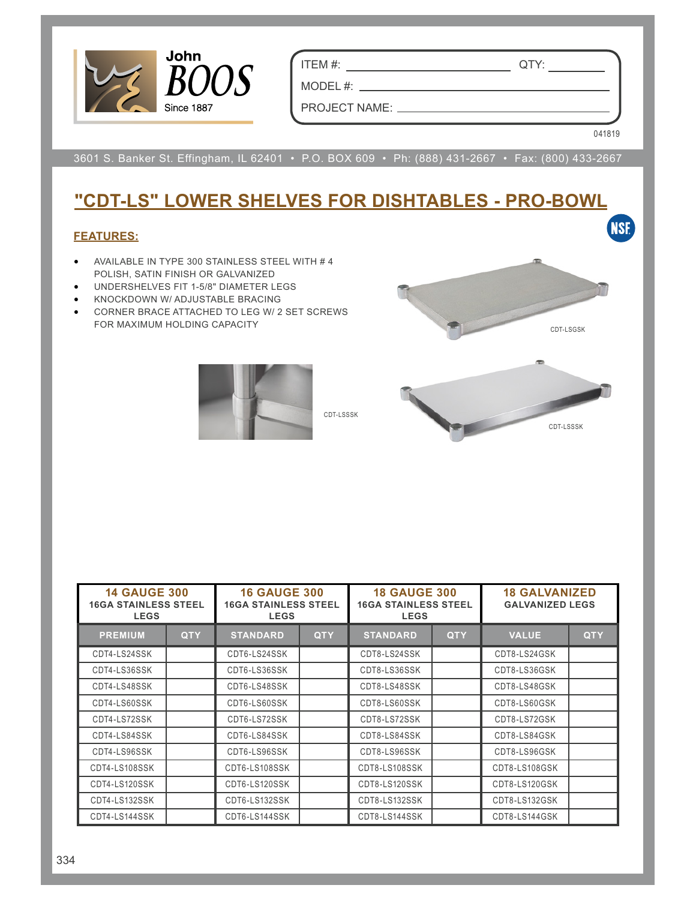John BOOS Since 1887

ITEM #: ____________ QTY: ________

MODEL #: ____________

PROJECT NAME: ____________

041819

3601 S. Banker St. Effingham, IL 62401 • P.O. BOX 609 • Ph: (888) 431-2667 • Fax: (800) 433-2667

# "CDT-LS" LOWER SHELVES FOR DISHTABLES - PRO-BOWL

## FEATURES:

- AVAILABLE IN TYPE 300 STAINLESS STEEL WITH # 4 POLISH, SATIN FINISH OR GALVANIZED
- UNDERSHELVES FIT 1-5/8" DIAMETER LEGS
- KNOCKDOWN W/ ADJUSTABLE BRACING
- CORNER BRACE ATTACHED TO LEG W/ 2 SET SCREWS FOR MAXIMUM HOLDING CAPACITY

CDT-LSGSK

CDT-LSSSK

CDT-LSSSK

| 14 GAUGE 300 16GA STAINLESS STEEL LEGS | | 16 GAUGE 300 16GA STAINLESS STEEL LEGS | | 18 GAUGE 300 16GA STAINLESS STEEL LEGS | | 18 GALVANIZED GALVANIZED LEGS | |
|---|---|---|---|---|---|---|---|
| PREMIUM | QTY | STANDARD | QTY | STANDARD | QTY | VALUE | QTY |
| CDT4-LS24SSK | | CDT6-LS24SSK | | CDT8-LS24SSK | | CDT8-LS24GSK | |
| CDT4-LS36SSK | | CDT6-LS36SSK | | CDT8-LS36SSK | | CDT8-LS36GSK | |
| CDT4-LS48SSK | | CDT6-LS48SSK | | CDT8-LS48SSK | | CDT8-LS48GSK | |
| CDT4-LS60SSK | | CDT6-LS60SSK | | CDT8-LS60SSK | | CDT8-LS60GSK | |
| CDT4-LS72SSK | | CDT6-LS72SSK | | CDT8-LS72SSK | | CDT8-LS72GSK | |
| CDT4-LS84SSK | | CDT6-LS84SSK | | CDT8-LS84SSK | | CDT8-LS84GSK | |
| CDT4-LS96SSK | | CDT6-LS96SSK | | CDT8-LS96SSK | | CDT8-LS96GSK | |
| CDT4-LS108SSK | | CDT6-LS108SSK | | CDT8-LS108SSK | | CDT8-LS108GSK | |
| CDT4-LS120SSK | | CDT6-LS120SSK | | CDT8-LS120SSK | | CDT8-LS120GSK | |
| CDT4-LS132SSK | | CDT6-LS132SSK | | CDT8-LS132SSK | | CDT8-LS132GSK | |
| CDT4-LS144SSK | | CDT6-LS144SSK | | CDT8-LS144SSK | | CDT8-LS144GSK | |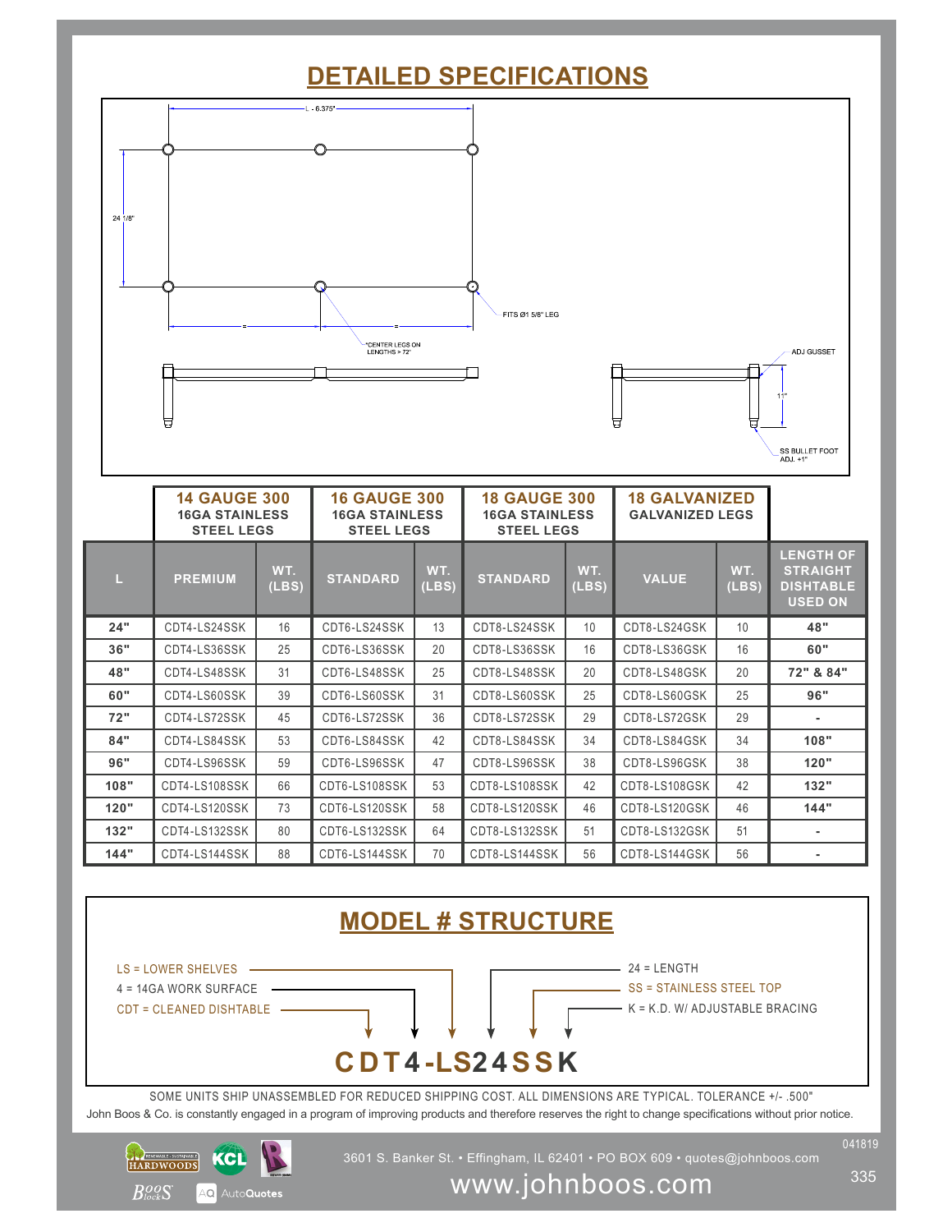# DETAILED SPECIFICATIONS

L - 6.375"

24 1/8"

FITS Ø1 5/8" LEG

*CENTER LEGS ON LENGTHS > 72"

ADJ GUSSET

11"

SS BULLET FOOT ADJ. +1"

| | 14 GAUGE 300 16GA STAINLESS STEEL LEGS | | 16 GAUGE 300 16GA STAINLESS STEEL LEGS | | 18 GAUGE 300 16GA STAINLESS STEEL LEGS | | 18 GALVANIZED GALVANIZED LEGS | | |
|---|---|---|---|---|---|---|---|---|---|
| L | PREMIUM | WT. (LBS) | STANDARD | WT. (LBS) | STANDARD | WT. (LBS) | VALUE | WT. (LBS) | LENGTH OF STRAIGHT DISHTABLE USED ON |
| 24" | CDT4-LS24SSK | 16 | CDT6-LS24SSK | 13 | CDT8-LS24SSK | 10 | CDT8-LS24GSK | 10 | 48" |
| 36" | CDT4-LS36SSK | 25 | CDT6-LS36SSK | 20 | CDT8-LS36SSK | 16 | CDT8-LS36GSK | 16 | 60" |
| 48" | CDT4-LS48SSK | 31 | CDT6-LS48SSK | 25 | CDT8-LS48SSK | 20 | CDT8-LS48GSK | 20 | 72" & 84" |
| 60" | CDT4-LS60SSK | 39 | CDT6-LS60SSK | 31 | CDT8-LS60SSK | 25 | CDT8-LS60GSK | 25 | 96" |
| 72" | CDT4-LS72SSK | 45 | CDT6-LS72SSK | 36 | CDT8-LS72SSK | 29 | CDT8-LS72GSK | 29 | - |
| 84" | CDT4-LS84SSK | 53 | CDT6-LS84SSK | 42 | CDT8-LS84SSK | 34 | CDT8-LS84GSK | 34 | 108" |
| 96" | CDT4-LS96SSK | 59 | CDT6-LS96SSK | 47 | CDT8-LS96SSK | 38 | CDT8-LS96GSK | 38 | 120" |
| 108" | CDT4-LS108SSK | 66 | CDT6-LS108SSK | 53 | CDT8-LS108SSK | 42 | CDT8-LS108GSK | 42 | 132" |
| 120" | CDT4-LS120SSK | 73 | CDT6-LS120SSK | 58 | CDT8-LS120SSK | 46 | CDT8-LS120GSK | 46 | 144" |
| 132" | CDT4-LS132SSK | 80 | CDT6-LS132SSK | 64 | CDT8-LS132SSK | 51 | CDT8-LS132GSK | 51 | - |
| 144" | CDT4-LS144SSK | 88 | CDT6-LS144SSK | 70 | CDT8-LS144SSK | 56 | CDT8-LS144GSK | 56 | - |

## MODEL # STRUCTURE

- LS = LOWER SHELVES
- 4 = 14GA WORK SURFACE
- CDT = CLEANED DISHTABLE
- 24 = LENGTH
- SS = STAINLESS STEEL TOP
- K = K.D. W/ ADJUSTABLE BRACING

**CDT4-LS24SSK**

SOME UNITS SHIP UNASSEMBLED FOR REDUCED SHIPPING COST. ALL DIMENSIONS ARE TYPICAL. TOLERANCE +/- .500"

John Boos & Co. is constantly engaged in a program of improving products and therefore reserves the right to change specifications without prior notice.

3601 S. Banker St. • Effingham, IL 62401 • PO BOX 609 • quotes@johnboos.com

www.johnboos.com

041819